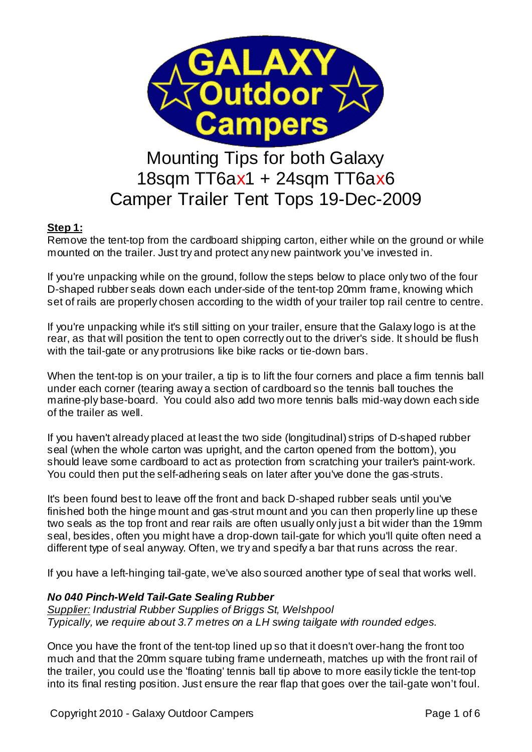# Mounting Tips for both Galaxy 18sqm TT6ax1 + 24sqm TT6ax6 Camper Trailer Tent Tops 19-Dec-2009

**Step 1:**

Remove the tent-top from the cardboard shipping carton, either while on the ground or while mounted on the trailer. Just try and protect any new paintwork you've invested in.

If you're unpacking while on the ground, follow the steps below to place only two of the four D-shaped rubber seals down each under-side of the tent-top 20mm frame, knowing which set of rails are properly chosen according to the width of your trailer top rail centre to centre.

If you're unpacking while it's still sitting on your trailer, ensure that the Galaxy logo is at the rear, as that will position the tent to open correctly out to the driver's side. It should be flush with the tail-gate or any protrusions like bike racks or tie-down bars.

When the tent-top is on your trailer, a tip is to lift the four corners and place a firm tennis ball under each corner (tearing away a section of cardboard so the tennis ball touches the marine-ply base-board. You could also add two more tennis balls mid-way down each side of the trailer as well.

If you haven't already placed at least the two side (longitudinal) strips of D-shaped rubber seal (when the whole carton was upright, and the carton opened from the bottom), you should leave some cardboard to act as protection from scratching your trailer's paint-work. You could then put the self-adhering seals on later after you've done the gas-struts.

It's been found best to leave off the front and back D-shaped rubber seals until you've finished both the hinge mount and gas-strut mount and you can then properly line up these two seals as the top front and rear rails are often usually only just a bit wider than the 19mm seal, besides, often you might have a drop-down tail-gate for which you'll quite often need a different type of seal anyway. Often, we try and specify a bar that runs across the rear.

If you have a left-hinging tail-gate, we've also sourced another type of seal that works well.

***No 040 Pinch-Weld Tail-Gate Sealing Rubber***
*<u>Supplier:</u> Industrial Rubber Supplies of Briggs St, Welshpool*
*Typically, we require about 3.7 metres on a LH swing tailgate with rounded edges.*

Once you have the front of the tent-top lined up so that it doesn't over-hang the front too much and that the 20mm square tubing frame underneath, matches up with the front rail of the trailer, you could use the 'floating' tennis ball tip above to more easily tickle the tent-top into its final resting position. Just ensure the rear flap that goes over the tail-gate won't foul.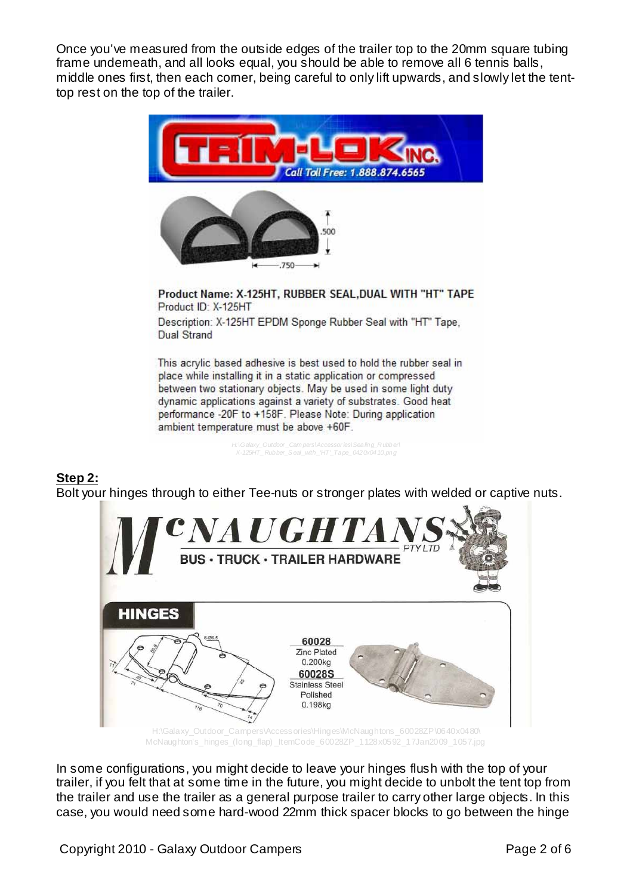Once you've measured from the outside edges of the trailer top to the 20mm square tubing frame underneath, and all looks equal, you should be able to remove all 6 tennis balls, middle ones first, then each corner, being careful to only lift upwards, and slowly let the tent-top rest on the top of the trailer.

TRIM-LOK INC. Call Toll Free: 1.888.874.6565

**Product Name: X-125HT, RUBBER SEAL,DUAL WITH "HT" TAPE**

Product ID: X-125HT

Description: X-125HT EPDM Sponge Rubber Seal with "HT" Tape, Dual Strand

This acrylic based adhesive is best used to hold the rubber seal in place while installing it in a static application or compressed between two stationary objects. May be used in some light duty dynamic applications against a variety of substrates. Good heat performance -20F to +158F. Please Note: During application ambient temperature must be above +60F.

H:\Galaxy_Outdoor_Campers\Accessories\Sealing_Rubber\X-125HT_Rubber_Seal_with_"HT"_Tape_0420x0410.png

**Step 2:**

Bolt your hinges through to either Tee-nuts or stronger plates with welded or captive nuts.

McNAUGHTANS PTY LTD — BUS · TRUCK · TRAILER HARDWARE

**HINGES**

**60028** Zinc Plated 0.200kg
**60028S** Stainless Steel Polished 0.198kg

H:\Galaxy_Outdoor_Campers\Accessories\Hinges\McNaughtons_60028ZP\0640x0480\McNaughton's_hinges_(long_flap)_ItemCode_60028ZP_1128x0592_17Jan2009_1057.jpg

In some configurations, you might decide to leave your hinges flush with the top of your trailer, if you felt that at some time in the future, you might decide to unbolt the tent top from the trailer and use the trailer as a general purpose trailer to carry other large objects. In this case, you would need some hard-wood 22mm thick spacer blocks to go between the hinge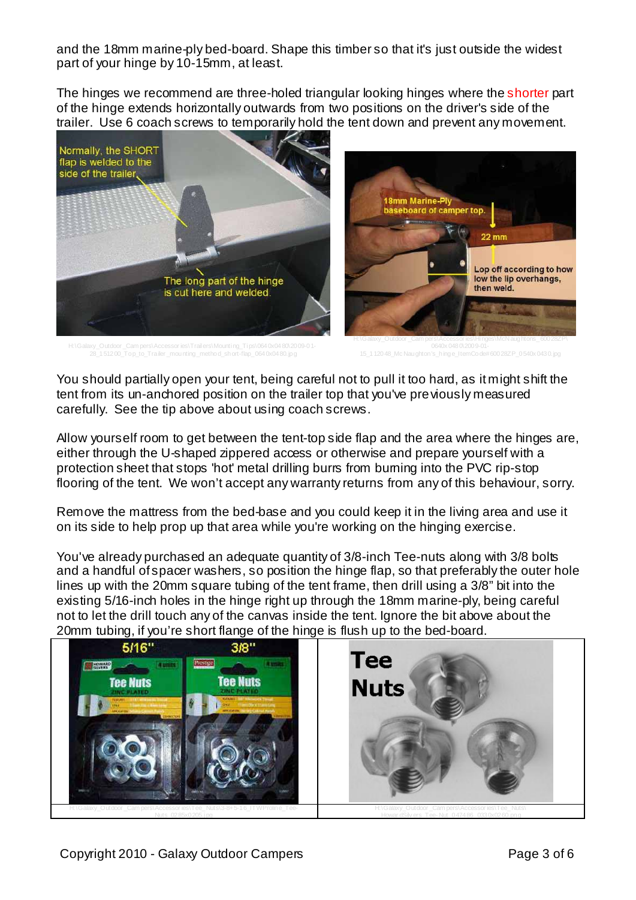and the 18mm marine-ply bed-board. Shape this timber so that it's just outside the widest part of your hinge by 10-15mm, at least.

The hinges we recommend are three-holed triangular looking hinges where the shorter part of the hinge extends horizontally outwards from two positions on the driver's side of the trailer. Use 6 coach screws to temporarily hold the tent down and prevent any movement.

H:\Galaxy_Outdoor_Campers\Accessories\Trailers\Mounting_Tips\0640x0480\2009-01-28_151200_Top_to_Trailer_mounting_method_short-flap_0640x0480.jpg

H:\Galaxy_Outdoor_Campers\Accessories\Hinges\McNaughtons_60028ZP\0640x0480\2009-01-15_112048_McNaughton's_hinge_ItemCode#60028ZP_0540x0430.jpg

You should partially open your tent, being careful not to pull it too hard, as it might shift the tent from its un-anchored position on the trailer top that you've previously measured carefully. See the tip above about using coach screws.

Allow yourself room to get between the tent-top side flap and the area where the hinges are, either through the U-shaped zippered access or otherwise and prepare yourself with a protection sheet that stops 'hot' metal drilling burrs from burning into the PVC rip-stop flooring of the tent. We won't accept any warranty returns from any of this behaviour, sorry.

Remove the mattress from the bed-base and you could keep it in the living area and use it on its side to help prop up that area while you're working on the hinging exercise.

You've already purchased an adequate quantity of 3/8-inch Tee-nuts along with 3/8 bolts and a handful of spacer washers, so position the hinge flap, so that preferably the outer hole lines up with the 20mm square tubing of the tent frame, then drill using a 3/8" bit into the existing 5/16-inch holes in the hinge right up through the 18mm marine-ply, being careful not to let the drill touch any of the canvas inside the tent. Ignore the bit above about the 20mm tubing, if you're short flange of the hinge is flush up to the bed-board.

| H:\Galaxy_Outdoor_Campers\Accessories\Tee_Nuts\3-8+5-16_ITWProline_Tee-Nuts_0285x0205.jpg | H:\Galaxy_Outdoor_Campers\Accessories\Tee_Nuts\HowardSilvers_Tee-Nut_047486_0330x0260.png |
| --- | --- |

Copyright 2010 - Galaxy Outdoor Campers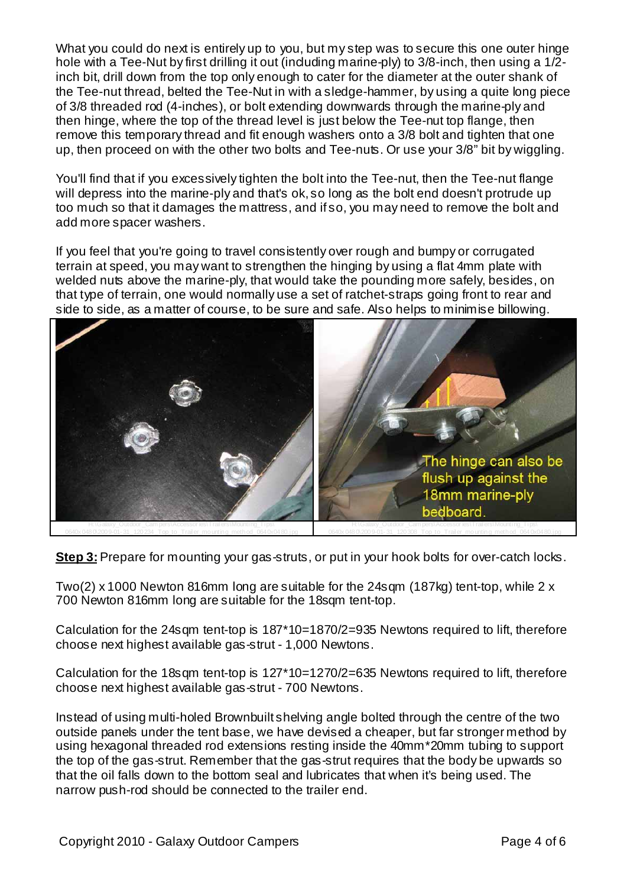What you could do next is entirely up to you, but my step was to secure this one outer hinge hole with a Tee-Nut by first drilling it out (including marine-ply) to 3/8-inch, then using a 1/2-inch bit, drill down from the top only enough to cater for the diameter at the outer shank of the Tee-nut thread, belted the Tee-Nut in with a sledge-hammer, by using a quite long piece of 3/8 threaded rod (4-inches), or bolt extending downwards through the marine-ply and then hinge, where the top of the thread level is just below the Tee-nut top flange, then remove this temporary thread and fit enough washers onto a 3/8 bolt and tighten that one up, then proceed on with the other two bolts and Tee-nuts. Or use your 3/8" bit by wiggling.

You'll find that if you excessively tighten the bolt into the Tee-nut, then the Tee-nut flange will depress into the marine-ply and that's ok, so long as the bolt end doesn't protrude up too much so that it damages the mattress, and if so, you may need to remove the bolt and add more spacer washers.

If you feel that you're going to travel consistently over rough and bumpy or corrugated terrain at speed, you may want to strengthen the hinging by using a flat 4mm plate with welded nuts above the marine-ply, that would take the pounding more safely, besides, on that type of terrain, one would normally use a set of ratchet-straps going front to rear and side to side, as a matter of course, to be sure and safe. Also helps to minimise billowing.

The hinge can also be flush up against the 18mm marine-ply bedboard.

**Step 3:** Prepare for mounting your gas-struts, or put in your hook bolts for over-catch locks.

Two(2) x 1000 Newton 816mm long are suitable for the 24sqm (187kg) tent-top, while 2 x 700 Newton 816mm long are suitable for the 18sqm tent-top.

Calculation for the 24sqm tent-top is 187*10=1870/2=935 Newtons required to lift, therefore choose next highest available gas-strut - 1,000 Newtons.

Calculation for the 18sqm tent-top is 127*10=1270/2=635 Newtons required to lift, therefore choose next highest available gas-strut - 700 Newtons.

Instead of using multi-holed Brownbuilt shelving angle bolted through the centre of the two outside panels under the tent base, we have devised a cheaper, but far stronger method by using hexagonal threaded rod extensions resting inside the 40mm*20mm tubing to support the top of the gas-strut. Remember that the gas-strut requires that the body be upwards so that the oil falls down to the bottom seal and lubricates that when it's being used. The narrow push-rod should be connected to the trailer end.

Copyright 2010 - Galaxy Outdoor Campers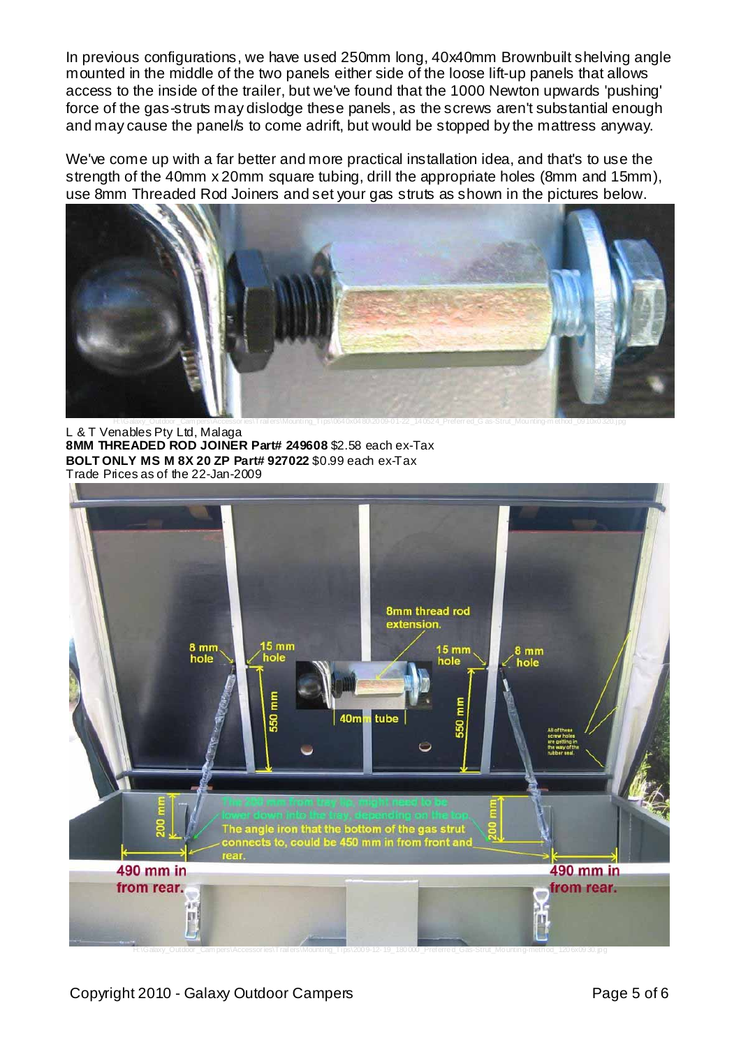In previous configurations, we have used 250mm long, 40x40mm Brownbuilt shelving angle mounted in the middle of the two panels either side of the loose lift-up panels that allows access to the inside of the trailer, but we've found that the 1000 Newton upwards 'pushing' force of the gas-struts may dislodge these panels, as the screws aren't substantial enough and may cause the panel/s to come adrift, but would be stopped by the mattress anyway.

We've come up with a far better and more practical installation idea, and that's to use the strength of the 40mm x 20mm square tubing, drill the appropriate holes (8mm and 15mm), use 8mm Threaded Rod Joiners and set your gas struts as shown in the pictures below.

L & T Venables Pty Ltd, Malaga
**8MM THREADED ROD JOINER Part# 249608** $2.58 each ex-Tax
**BOLT ONLY MS M 8X 20 ZP Part# 927022** $0.99 each ex-Tax
Trade Prices as of the 22-Jan-2009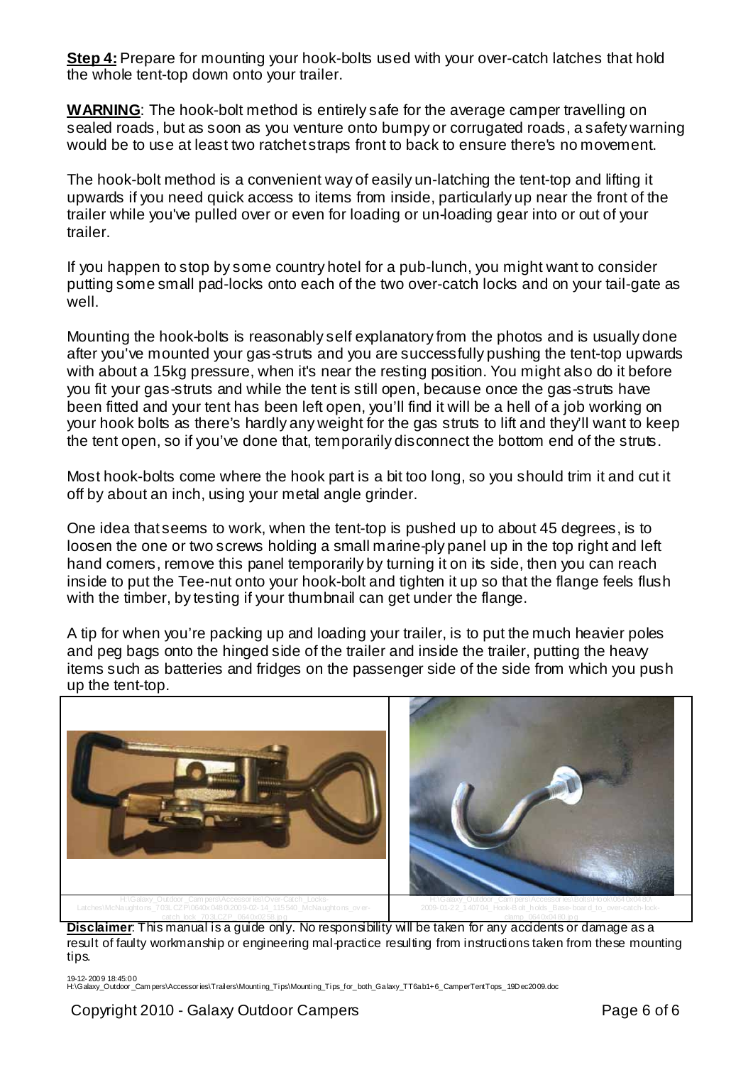**Step 4:** Prepare for mounting your hook-bolts used with your over-catch latches that hold the whole tent-top down onto your trailer.

**WARNING**: The hook-bolt method is entirely safe for the average camper travelling on sealed roads, but as soon as you venture onto bumpy or corrugated roads, a safety warning would be to use at least two ratchet straps front to back to ensure there's no movement.

The hook-bolt method is a convenient way of easily un-latching the tent-top and lifting it upwards if you need quick access to items from inside, particularly up near the front of the trailer while you've pulled over or even for loading or un-loading gear into or out of your trailer.

If you happen to stop by some country hotel for a pub-lunch, you might want to consider putting some small pad-locks onto each of the two over-catch locks and on your tail-gate as well.

Mounting the hook-bolts is reasonably self explanatory from the photos and is usually done after you've mounted your gas-struts and you are successfully pushing the tent-top upwards with about a 15kg pressure, when it's near the resting position. You might also do it before you fit your gas-struts and while the tent is still open, because once the gas-struts have been fitted and your tent has been left open, you'll find it will be a hell of a job working on your hook bolts as there's hardly any weight for the gas struts to lift and they'll want to keep the tent open, so if you've done that, temporarily disconnect the bottom end of the struts.

Most hook-bolts come where the hook part is a bit too long, so you should trim it and cut it off by about an inch, using your metal angle grinder.

One idea that seems to work, when the tent-top is pushed up to about 45 degrees, is to loosen the one or two screws holding a small marine-ply panel up in the top right and left hand corners, remove this panel temporarily by turning it on its side, then you can reach inside to put the Tee-nut onto your hook-bolt and tighten it up so that the flange feels flush with the timber, by testing if your thumbnail can get under the flange.

A tip for when you're packing up and loading your trailer, is to put the much heavier poles and peg bags onto the hinged side of the trailer and inside the trailer, putting the heavy items such as batteries and fridges on the passenger side of the side from which you push up the tent-top.

H:\Galaxy_Outdoor_Campers\Accessories\Over-Catch_Locks-Latches\McNaughtons_703LCZP\0640x0480\2009-02-14_115540_McNaughtons_over-catch_lock_703LCZP_0640x0258.jpg

H:\Galaxy_Outdoor_Campers\Accessories\Bolts\Hook\0640x0480\2009-01-22_140704_Hook-Bolt_holds_Base-board_to_over-catch-lock-clamp_0640x0480.jpg

**Disclaimer**: This manual is a guide only. No responsibility will be taken for any accidents or damage as a result of faulty workmanship or engineering mal-practice resulting from instructions taken from these mounting tips.

19-12-2009 18:45:00
H:\Galaxy_Outdoor_Campers\Accessories\Trailers\Mounting_Tips\Mounting_Tips_for_both_Galaxy_TT6ab1+6_CamperTentTops_19Dec2009.doc